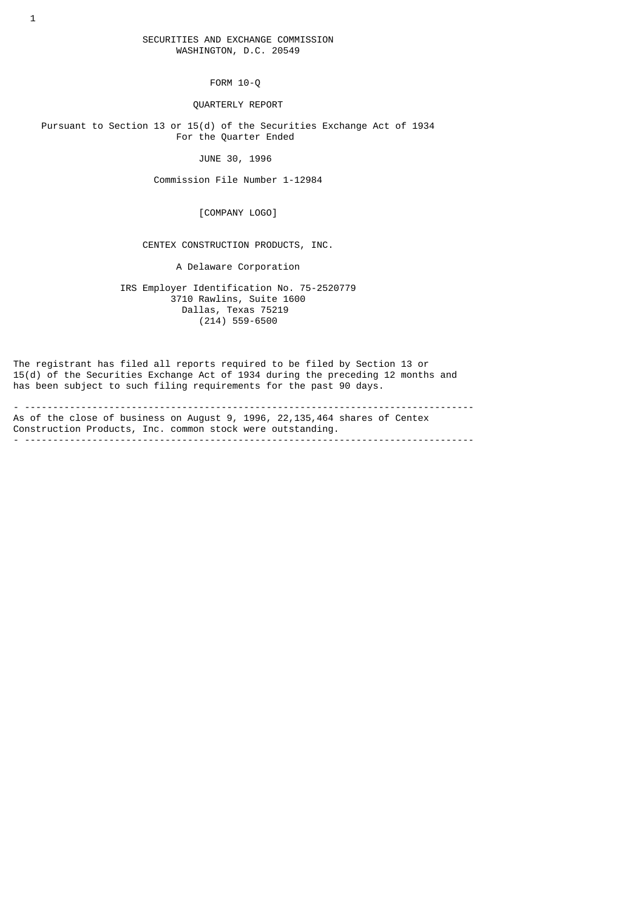SECURITIES AND EXCHANGE COMMISSION
WASHINGTON, D.C. 20549

# FORM 10-Q

## QUARTERLY REPORT

Pursuant to Section 13 or 15(d) of the Securities Exchange Act of 1934
For the Quarter Ended

JUNE 30, 1996

Commission File Number 1-12984

[COMPANY LOGO]

## CENTEX CONSTRUCTION PRODUCTS, INC.

A Delaware Corporation

IRS Employer Identification No. 75-2520779
3710 Rawlins, Suite 1600
Dallas, Texas 75219
(214) 559-6500

The registrant has filed all reports required to be filed by Section 13 or 15(d) of the Securities Exchange Act of 1934 during the preceding 12 months and has been subject to such filing requirements for the past 90 days.

---

As of the close of business on August 9, 1996, 22,135,464 shares of Centex Construction Products, Inc. common stock were outstanding.

---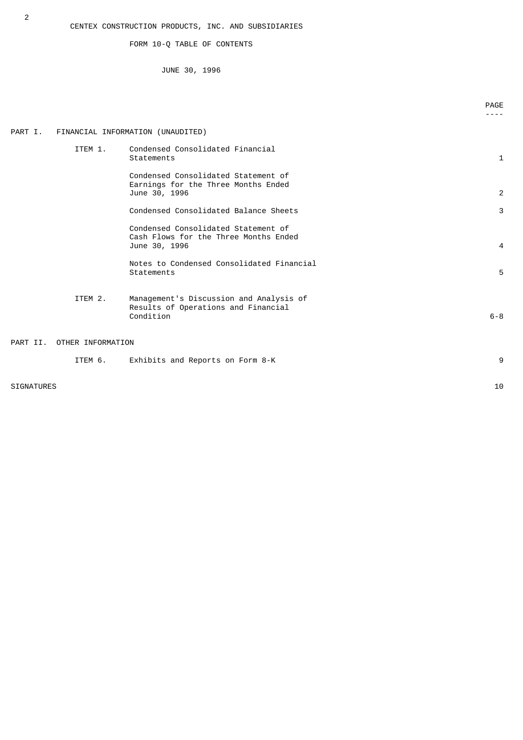# CENTEX CONSTRUCTION PRODUCTS, INC. AND SUBSIDIARIES

## FORM 10-Q TABLE OF CONTENTS

### JUNE 30, 1996

| | | | PAGE |
|---|---|---|---|
| PART I. | FINANCIAL INFORMATION (UNAUDITED) | | |
| | ITEM 1. | Condensed Consolidated Financial Statements | 1 |
| | | Condensed Consolidated Statement of Earnings for the Three Months Ended June 30, 1996 | 2 |
| | | Condensed Consolidated Balance Sheets | 3 |
| | | Condensed Consolidated Statement of Cash Flows for the Three Months Ended June 30, 1996 | 4 |
| | | Notes to Condensed Consolidated Financial Statements | 5 |
| | ITEM 2. | Management's Discussion and Analysis of Results of Operations and Financial Condition | 6-8 |
| PART II. | OTHER INFORMATION | | |
| | ITEM 6. | Exhibits and Reports on Form 8-K | 9 |
| SIGNATURES | | | 10 |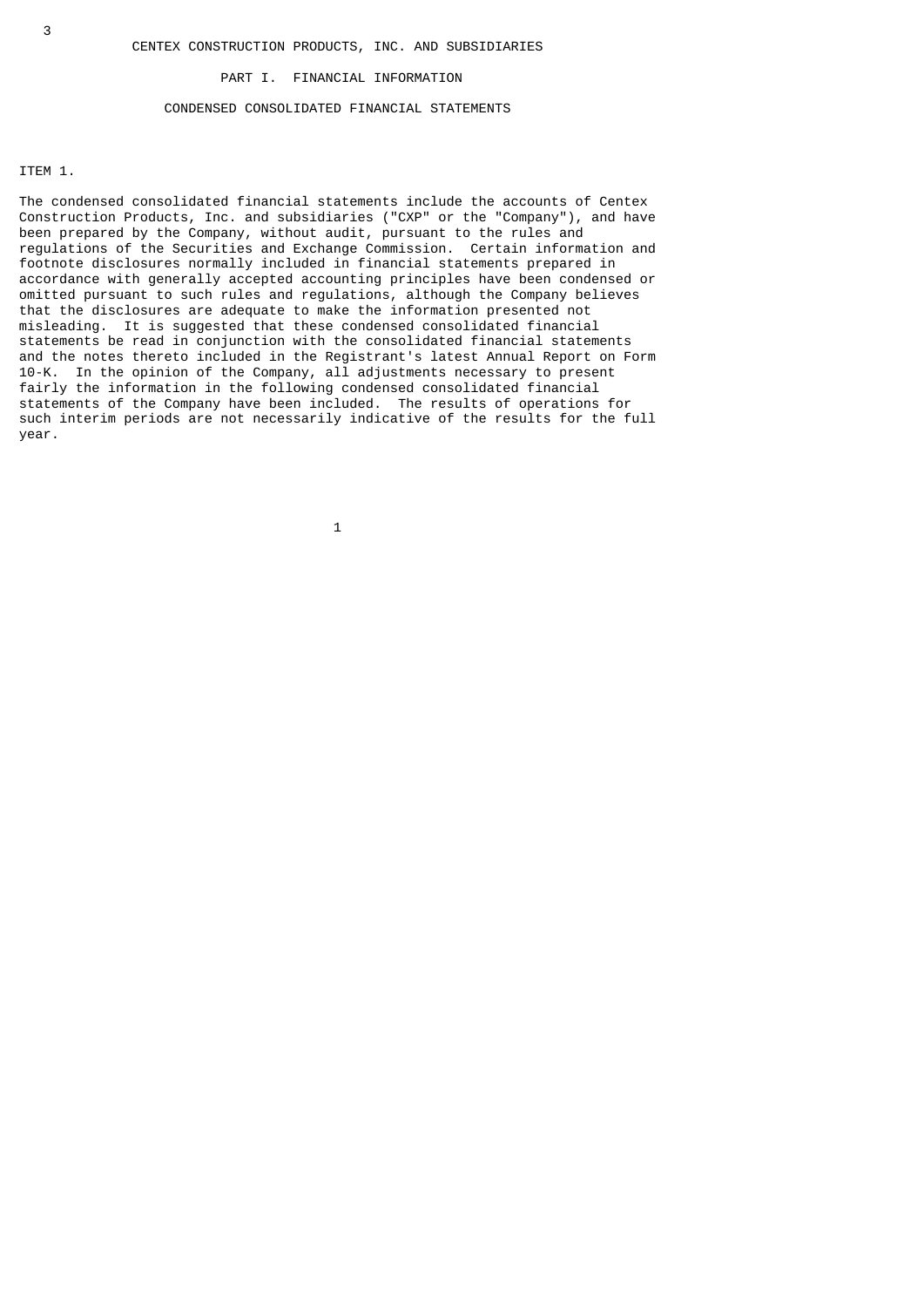CENTEX CONSTRUCTION PRODUCTS, INC. AND SUBSIDIARIES

# PART I. FINANCIAL INFORMATION

## CONDENSED CONSOLIDATED FINANCIAL STATEMENTS

ITEM 1.

The condensed consolidated financial statements include the accounts of Centex Construction Products, Inc. and subsidiaries ("CXP" or the "Company"), and have been prepared by the Company, without audit, pursuant to the rules and regulations of the Securities and Exchange Commission. Certain information and footnote disclosures normally included in financial statements prepared in accordance with generally accepted accounting principles have been condensed or omitted pursuant to such rules and regulations, although the Company believes that the disclosures are adequate to make the information presented not misleading. It is suggested that these condensed consolidated financial statements be read in conjunction with the consolidated financial statements and the notes thereto included in the Registrant's latest Annual Report on Form 10-K. In the opinion of the Company, all adjustments necessary to present fairly the information in the following condensed consolidated financial statements of the Company have been included. The results of operations for such interim periods are not necessarily indicative of the results for the full year.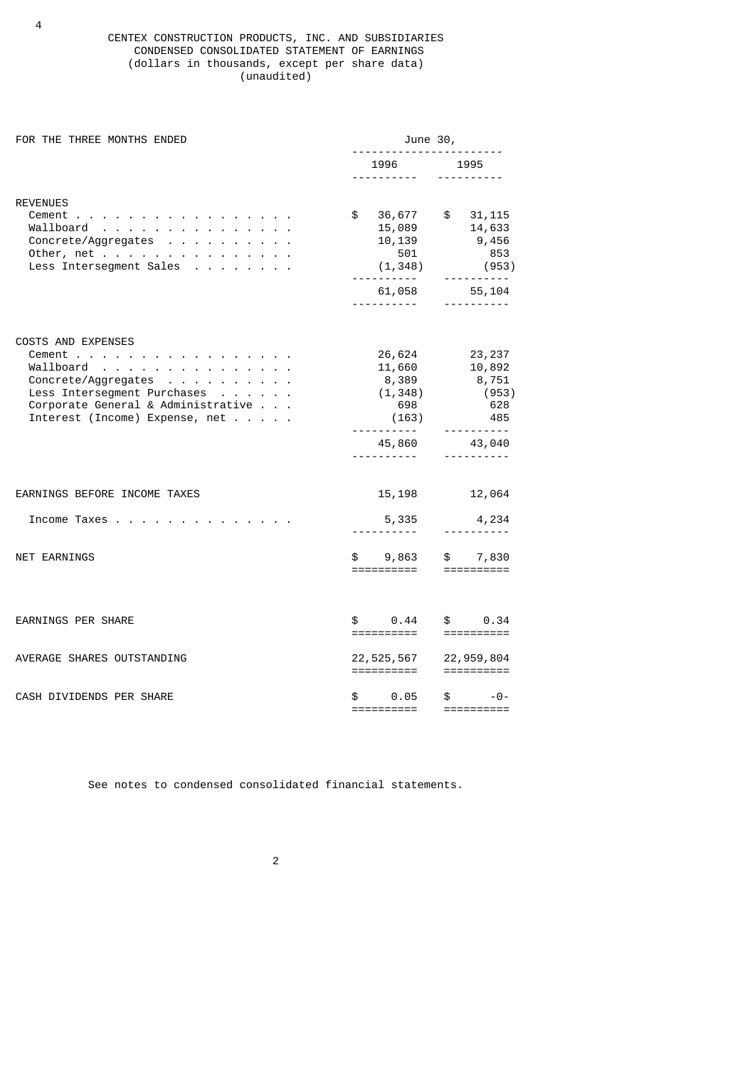# CENTEX CONSTRUCTION PRODUCTS, INC. AND SUBSIDIARIES

## CONDENSED CONSOLIDATED STATEMENT OF EARNINGS

(dollars in thousands, except per share data)
(unaudited)

| FOR THE THREE MONTHS ENDED | June 30, 1996 | June 30, 1995 |
|---|---|---|
| **REVENUES** | | |
| Cement | $ 36,677 | $ 31,115 |
| Wallboard | 15,089 | 14,633 |
| Concrete/Aggregates | 10,139 | 9,456 |
| Other, net | 501 | 853 |
| Less Intersegment Sales | (1,348) | (953) |
| | 61,058 | 55,104 |
| **COSTS AND EXPENSES** | | |
| Cement | 26,624 | 23,237 |
| Wallboard | 11,660 | 10,892 |
| Concrete/Aggregates | 8,389 | 8,751 |
| Less Intersegment Purchases | (1,348) | (953) |
| Corporate General & Administrative | 698 | 628 |
| Interest (Income) Expense, net | (163) | 485 |
| | 45,860 | 43,040 |
| EARNINGS BEFORE INCOME TAXES | 15,198 | 12,064 |
| Income Taxes | 5,335 | 4,234 |
| NET EARNINGS | $ 9,863 | $ 7,830 |
| EARNINGS PER SHARE | $ 0.44 | $ 0.34 |
| AVERAGE SHARES OUTSTANDING | 22,525,567 | 22,959,804 |
| CASH DIVIDENDS PER SHARE | $ 0.05 | $ -0- |

See notes to condensed consolidated financial statements.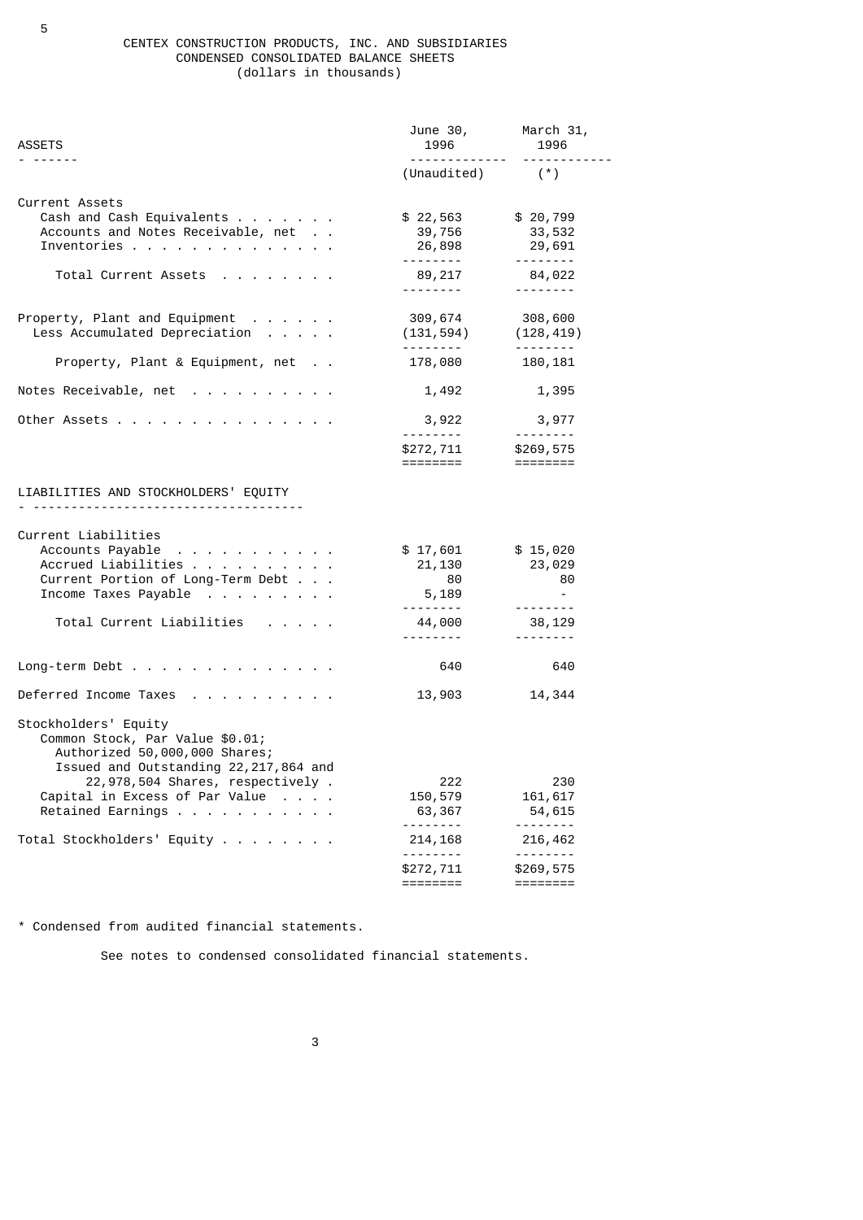# CENTEX CONSTRUCTION PRODUCTS, INC. AND SUBSIDIARIES
## CONDENSED CONSOLIDATED BALANCE SHEETS
(dollars in thousands)

| ASSETS | June 30, 1996 | March 31, 1996 |
|---|---|---|
| | (Unaudited) | (*) |
| **Current Assets** | | |
| Cash and Cash Equivalents | $ 22,563 | $ 20,799 |
| Accounts and Notes Receivable, net | 39,756 | 33,532 |
| Inventories | 26,898 | 29,691 |
| Total Current Assets | 89,217 | 84,022 |
| Property, Plant and Equipment | 309,674 | 308,600 |
| Less Accumulated Depreciation | (131,594) | (128,419) |
| Property, Plant & Equipment, net | 178,080 | 180,181 |
| Notes Receivable, net | 1,492 | 1,395 |
| Other Assets | 3,922 | 3,977 |
| | $272,711 | $269,575 |

| LIABILITIES AND STOCKHOLDERS' EQUITY | June 30, 1996 | March 31, 1996 |
|---|---|---|
| **Current Liabilities** | | |
| Accounts Payable | $ 17,601 | $ 15,020 |
| Accrued Liabilities | 21,130 | 23,029 |
| Current Portion of Long-Term Debt | 80 | 80 |
| Income Taxes Payable | 5,189 | - |
| Total Current Liabilities | 44,000 | 38,129 |
| Long-term Debt | 640 | 640 |
| Deferred Income Taxes | 13,903 | 14,344 |
| **Stockholders' Equity** | | |
| Common Stock, Par Value $0.01; Authorized 50,000,000 Shares; Issued and Outstanding 22,217,864 and 22,978,504 Shares, respectively | 222 | 230 |
| Capital in Excess of Par Value | 150,579 | 161,617 |
| Retained Earnings | 63,367 | 54,615 |
| Total Stockholders' Equity | 214,168 | 216,462 |
| | $272,711 | $269,575 |

* Condensed from audited financial statements.

See notes to condensed consolidated financial statements.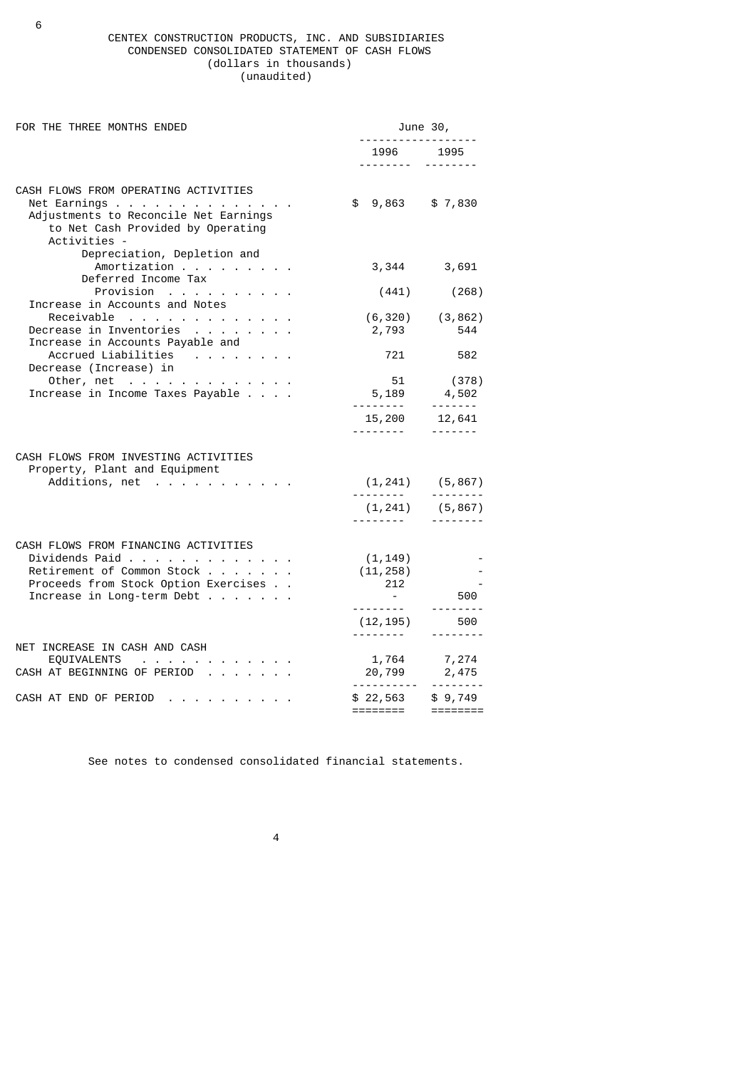# CENTEX CONSTRUCTION PRODUCTS, INC. AND SUBSIDIARIES
## CONDENSED CONSOLIDATED STATEMENT OF CASH FLOWS
(dollars in thousands)
(unaudited)

| FOR THE THREE MONTHS ENDED | June 30, 1996 | June 30, 1995 |
|---|---|---|
| **CASH FLOWS FROM OPERATING ACTIVITIES** | | |
| Net Earnings | $ 9,863 | $ 7,830 |
| Adjustments to Reconcile Net Earnings to Net Cash Provided by Operating Activities - | | |
| Depreciation, Depletion and Amortization | 3,344 | 3,691 |
| Deferred Income Tax Provision | (441) | (268) |
| Increase in Accounts and Notes Receivable | (6,320) | (3,862) |
| Decrease in Inventories | 2,793 | 544 |
| Increase in Accounts Payable and Accrued Liabilities | 721 | 582 |
| Decrease (Increase) in Other, net | 51 | (378) |
| Increase in Income Taxes Payable | 5,189 | 4,502 |
| | 15,200 | 12,641 |
| **CASH FLOWS FROM INVESTING ACTIVITIES** | | |
| Property, Plant and Equipment Additions, net | (1,241) | (5,867) |
| | (1,241) | (5,867) |
| **CASH FLOWS FROM FINANCING ACTIVITIES** | | |
| Dividends Paid | (1,149) | - |
| Retirement of Common Stock | (11,258) | - |
| Proceeds from Stock Option Exercises | 212 | - |
| Increase in Long-term Debt | - | 500 |
| | (12,195) | 500 |
| NET INCREASE IN CASH AND CASH EQUIVALENTS | 1,764 | 7,274 |
| CASH AT BEGINNING OF PERIOD | 20,799 | 2,475 |
| CASH AT END OF PERIOD | $ 22,563 | $ 9,749 |

See notes to condensed consolidated financial statements.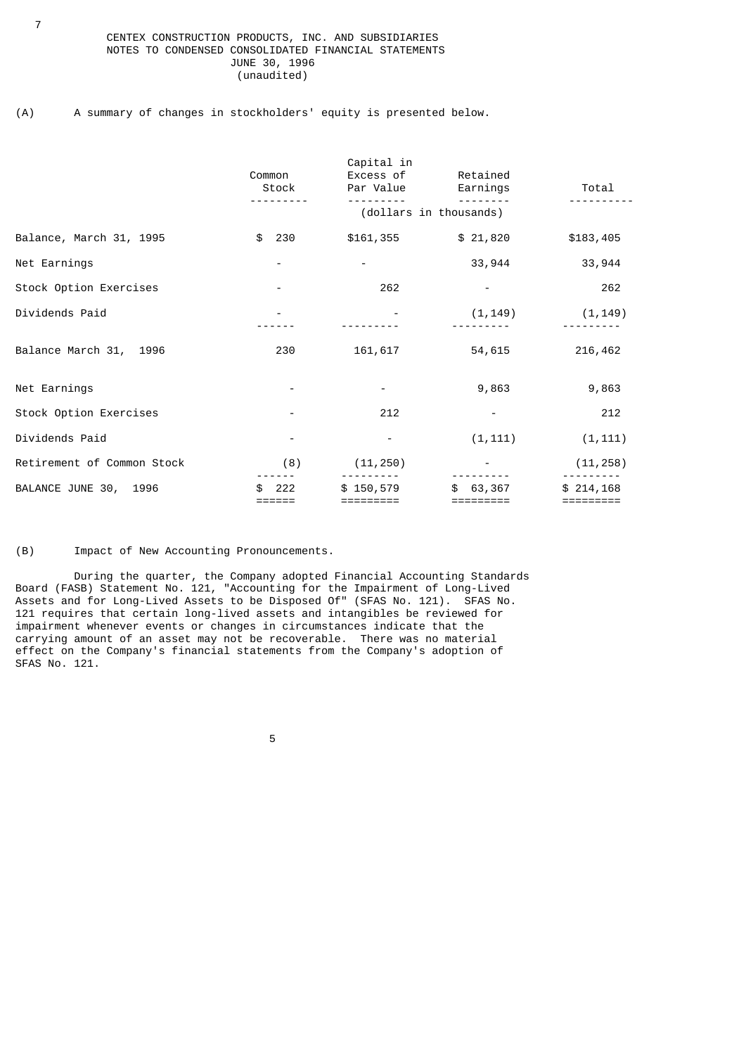CENTEX CONSTRUCTION PRODUCTS, INC. AND SUBSIDIARIES
NOTES TO CONDENSED CONSOLIDATED FINANCIAL STATEMENTS
JUNE 30, 1996
(unaudited)

(A) A summary of changes in stockholders' equity is presented below.

| | Common Stock | Capital in Excess of Par Value | Retained Earnings | Total |
|---|---|---|---|---|
| | (dollars in thousands) | | | |
| Balance, March 31, 1995 | $ 230 | $161,355 | $ 21,820 | $183,405 |
| Net Earnings | - | - | 33,944 | 33,944 |
| Stock Option Exercises | - | 262 | - | 262 |
| Dividends Paid | - | - | (1,149) | (1,149) |
| Balance March 31, 1996 | 230 | 161,617 | 54,615 | 216,462 |
| Net Earnings | - | - | 9,863 | 9,863 |
| Stock Option Exercises | - | 212 | - | 212 |
| Dividends Paid | - | - | (1,111) | (1,111) |
| Retirement of Common Stock | (8) | (11,250) | - | (11,258) |
| BALANCE JUNE 30, 1996 | $ 222 | $ 150,579 | $ 63,367 | $ 214,168 |

(B) Impact of New Accounting Pronouncements.

During the quarter, the Company adopted Financial Accounting Standards Board (FASB) Statement No. 121, "Accounting for the Impairment of Long-Lived Assets and for Long-Lived Assets to be Disposed Of" (SFAS No. 121). SFAS No. 121 requires that certain long-lived assets and intangibles be reviewed for impairment whenever events or changes in circumstances indicate that the carrying amount of an asset may not be recoverable. There was no material effect on the Company's financial statements from the Company's adoption of SFAS No. 121.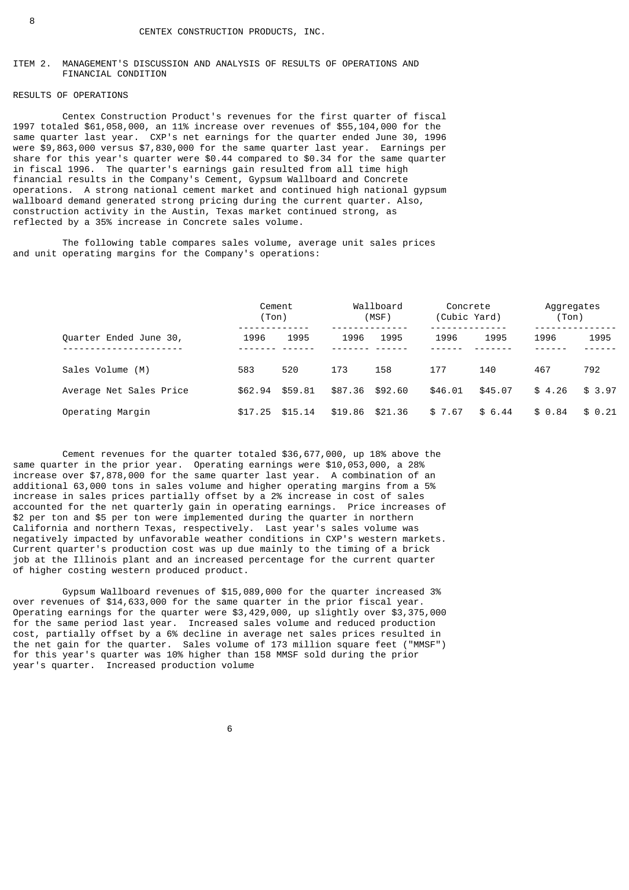CENTEX CONSTRUCTION PRODUCTS, INC.

## ITEM 2. MANAGEMENT'S DISCUSSION AND ANALYSIS OF RESULTS OF OPERATIONS AND FINANCIAL CONDITION

### RESULTS OF OPERATIONS

Centex Construction Product's revenues for the first quarter of fiscal 1997 totaled $61,058,000, an 11% increase over revenues of $55,104,000 for the same quarter last year. CXP's net earnings for the quarter ended June 30, 1996 were $9,863,000 versus $7,830,000 for the same quarter last year. Earnings per share for this year's quarter were $0.44 compared to $0.34 for the same quarter in fiscal 1996. The quarter's earnings gain resulted from all time high financial results in the Company's Cement, Gypsum Wallboard and Concrete operations. A strong national cement market and continued high national gypsum wallboard demand generated strong pricing during the current quarter. Also, construction activity in the Austin, Texas market continued strong, as reflected by a 35% increase in Concrete sales volume.

The following table compares sales volume, average unit sales prices and unit operating margins for the Company's operations:

| | Cement (Ton) | | Wallboard (MSF) | | Concrete (Cubic Yard) | | Aggregates (Ton) | |
|---|---|---|---|---|---|---|---|---|
| Quarter Ended June 30, | 1996 | 1995 | 1996 | 1995 | 1996 | 1995 | 1996 | 1995 |
| Sales Volume (M) | 583 | 520 | 173 | 158 | 177 | 140 | 467 | 792 |
| Average Net Sales Price | $62.94 | $59.81 | $87.36 | $92.60 | $46.01 | $45.07 | $ 4.26 | $ 3.97 |
| Operating Margin | $17.25 | $15.14 | $19.86 | $21.36 | $ 7.67 | $ 6.44 | $ 0.84 | $ 0.21 |

Cement revenues for the quarter totaled $36,677,000, up 18% above the same quarter in the prior year. Operating earnings were $10,053,000, a 28% increase over $7,878,000 for the same quarter last year. A combination of an additional 63,000 tons in sales volume and higher operating margins from a 5% increase in sales prices partially offset by a 2% increase in cost of sales accounted for the net quarterly gain in operating earnings. Price increases of $2 per ton and $5 per ton were implemented during the quarter in northern California and northern Texas, respectively. Last year's sales volume was negatively impacted by unfavorable weather conditions in CXP's western markets. Current quarter's production cost was up due mainly to the timing of a brick job at the Illinois plant and an increased percentage for the current quarter of higher costing western produced product.

Gypsum Wallboard revenues of $15,089,000 for the quarter increased 3% over revenues of $14,633,000 for the same quarter in the prior fiscal year. Operating earnings for the quarter were $3,429,000, up slightly over $3,375,000 for the same period last year. Increased sales volume and reduced production cost, partially offset by a 6% decline in average net sales prices resulted in the net gain for the quarter. Sales volume of 173 million square feet ("MMSF") for this year's quarter was 10% higher than 158 MMSF sold during the prior year's quarter. Increased production volume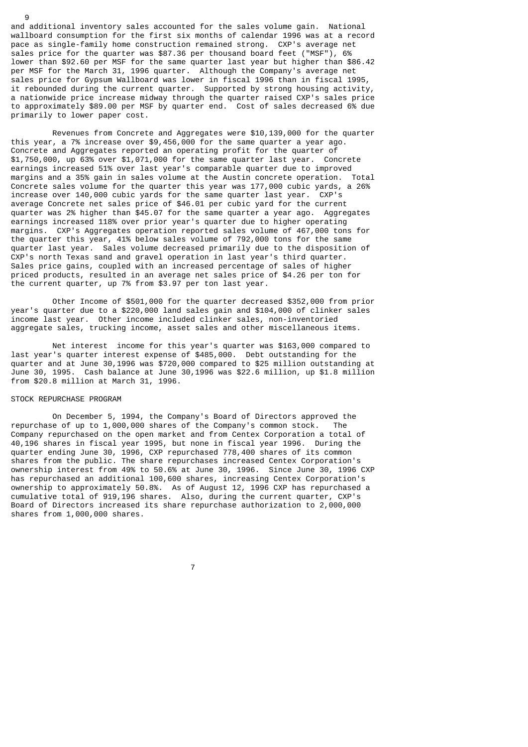and additional inventory sales accounted for the sales volume gain. National wallboard consumption for the first six months of calendar 1996 was at a record pace as single-family home construction remained strong. CXP's average net sales price for the quarter was $87.36 per thousand board feet ("MSF"), 6% lower than $92.60 per MSF for the same quarter last year but higher than $86.42 per MSF for the March 31, 1996 quarter. Although the Company's average net sales price for Gypsum Wallboard was lower in fiscal 1996 than in fiscal 1995, it rebounded during the current quarter. Supported by strong housing activity, a nationwide price increase midway through the quarter raised CXP's sales price to approximately $89.00 per MSF by quarter end. Cost of sales decreased 6% due primarily to lower paper cost.

Revenues from Concrete and Aggregates were $10,139,000 for the quarter this year, a 7% increase over $9,456,000 for the same quarter a year ago. Concrete and Aggregates reported an operating profit for the quarter of $1,750,000, up 63% over $1,071,000 for the same quarter last year. Concrete earnings increased 51% over last year's comparable quarter due to improved margins and a 35% gain in sales volume at the Austin concrete operation. Total Concrete sales volume for the quarter this year was 177,000 cubic yards, a 26% increase over 140,000 cubic yards for the same quarter last year. CXP's average Concrete net sales price of $46.01 per cubic yard for the current quarter was 2% higher than $45.07 for the same quarter a year ago. Aggregates earnings increased 118% over prior year's quarter due to higher operating margins. CXP's Aggregates operation reported sales volume of 467,000 tons for the quarter this year, 41% below sales volume of 792,000 tons for the same quarter last year. Sales volume decreased primarily due to the disposition of CXP's north Texas sand and gravel operation in last year's third quarter. Sales price gains, coupled with an increased percentage of sales of higher priced products, resulted in an average net sales price of $4.26 per ton for the current quarter, up 7% from $3.97 per ton last year.

Other Income of $501,000 for the quarter decreased $352,000 from prior year's quarter due to a $220,000 land sales gain and $104,000 of clinker sales income last year. Other income included clinker sales, non-inventoried aggregate sales, trucking income, asset sales and other miscellaneous items.

Net interest income for this year's quarter was $163,000 compared to last year's quarter interest expense of $485,000. Debt outstanding for the quarter and at June 30,1996 was $720,000 compared to $25 million outstanding at June 30, 1995. Cash balance at June 30,1996 was $22.6 million, up $1.8 million from $20.8 million at March 31, 1996.

STOCK REPURCHASE PROGRAM

On December 5, 1994, the Company's Board of Directors approved the repurchase of up to 1,000,000 shares of the Company's common stock. The Company repurchased on the open market and from Centex Corporation a total of 40,196 shares in fiscal year 1995, but none in fiscal year 1996. During the quarter ending June 30, 1996, CXP repurchased 778,400 shares of its common shares from the public. The share repurchases increased Centex Corporation's ownership interest from 49% to 50.6% at June 30, 1996. Since June 30, 1996 CXP has repurchased an additional 100,600 shares, increasing Centex Corporation's ownership to approximately 50.8%. As of August 12, 1996 CXP has repurchased a cumulative total of 919,196 shares. Also, during the current quarter, CXP's Board of Directors increased its share repurchase authorization to 2,000,000 shares from 1,000,000 shares.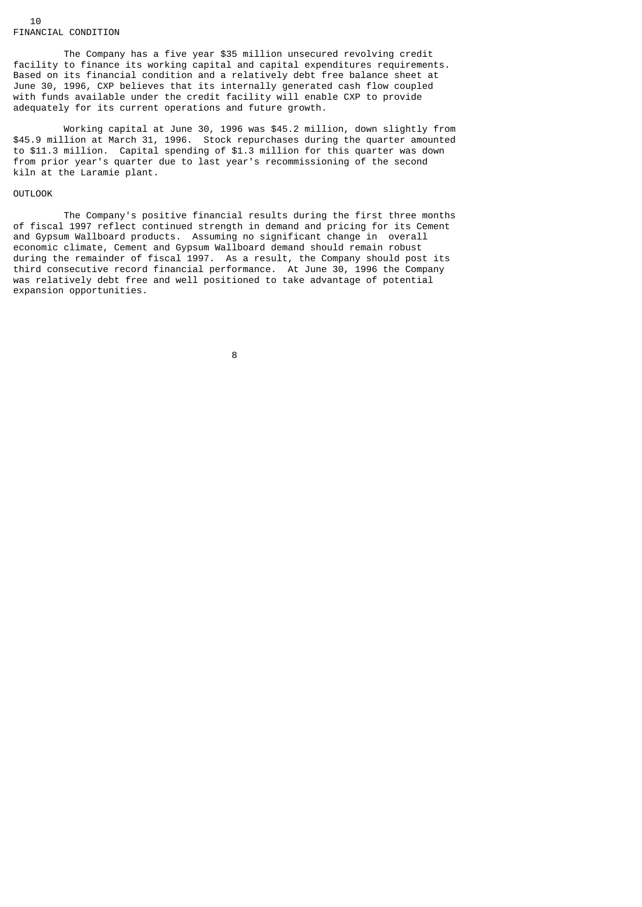## FINANCIAL CONDITION

The Company has a five year $35 million unsecured revolving credit facility to finance its working capital and capital expenditures requirements. Based on its financial condition and a relatively debt free balance sheet at June 30, 1996, CXP believes that its internally generated cash flow coupled with funds available under the credit facility will enable CXP to provide adequately for its current operations and future growth.

Working capital at June 30, 1996 was $45.2 million, down slightly from $45.9 million at March 31, 1996. Stock repurchases during the quarter amounted to $11.3 million. Capital spending of $1.3 million for this quarter was down from prior year's quarter due to last year's recommissioning of the second kiln at the Laramie plant.

## OUTLOOK

The Company's positive financial results during the first three months of fiscal 1997 reflect continued strength in demand and pricing for its Cement and Gypsum Wallboard products. Assuming no significant change in overall economic climate, Cement and Gypsum Wallboard demand should remain robust during the remainder of fiscal 1997. As a result, the Company should post its third consecutive record financial performance. At June 30, 1996 the Company was relatively debt free and well positioned to take advantage of potential expansion opportunities.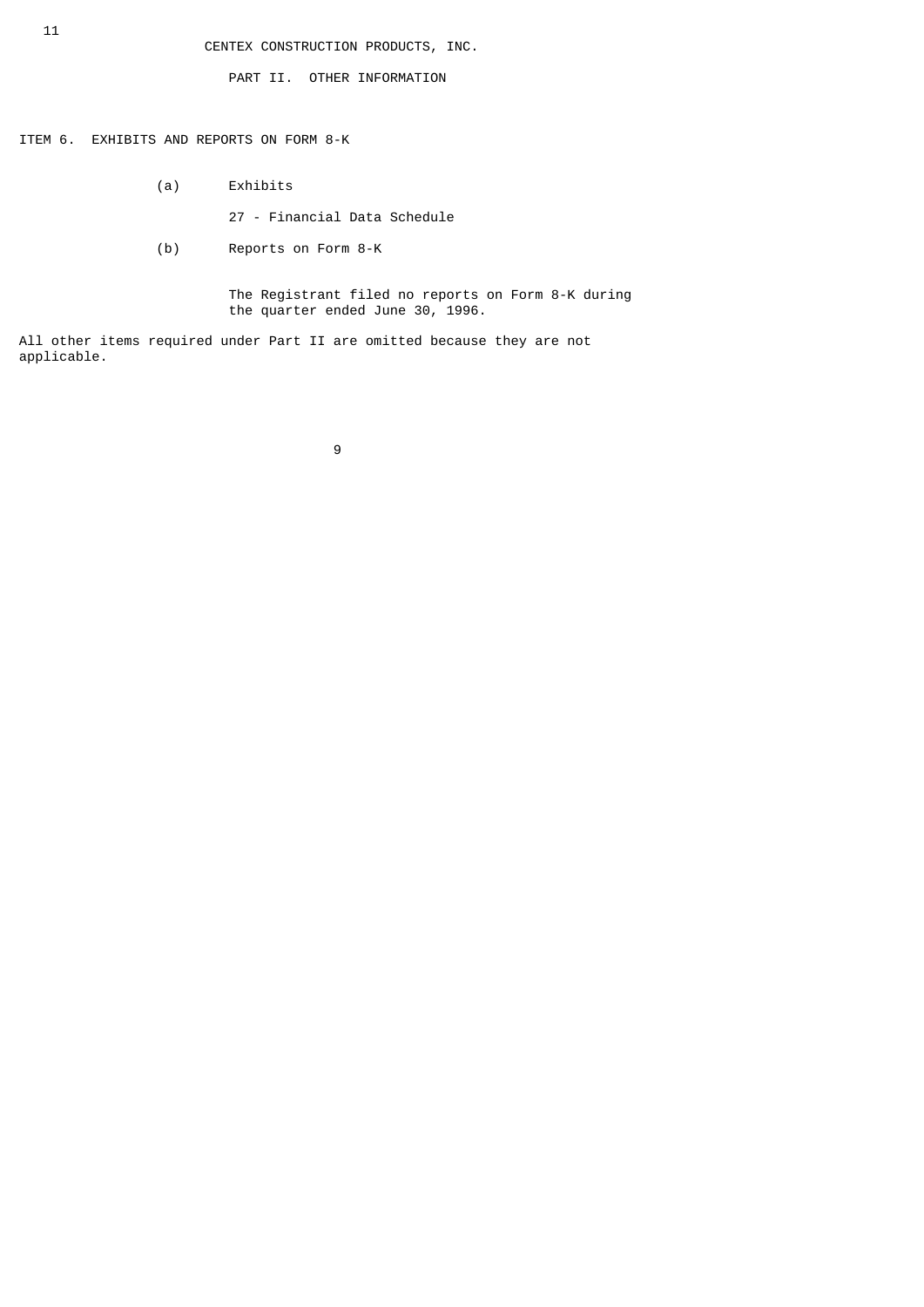CENTEX CONSTRUCTION PRODUCTS, INC.

PART II. OTHER INFORMATION

ITEM 6. EXHIBITS AND REPORTS ON FORM 8-K

(a) Exhibits

27 - Financial Data Schedule

(b) Reports on Form 8-K

The Registrant filed no reports on Form 8-K during the quarter ended June 30, 1996.

All other items required under Part II are omitted because they are not applicable.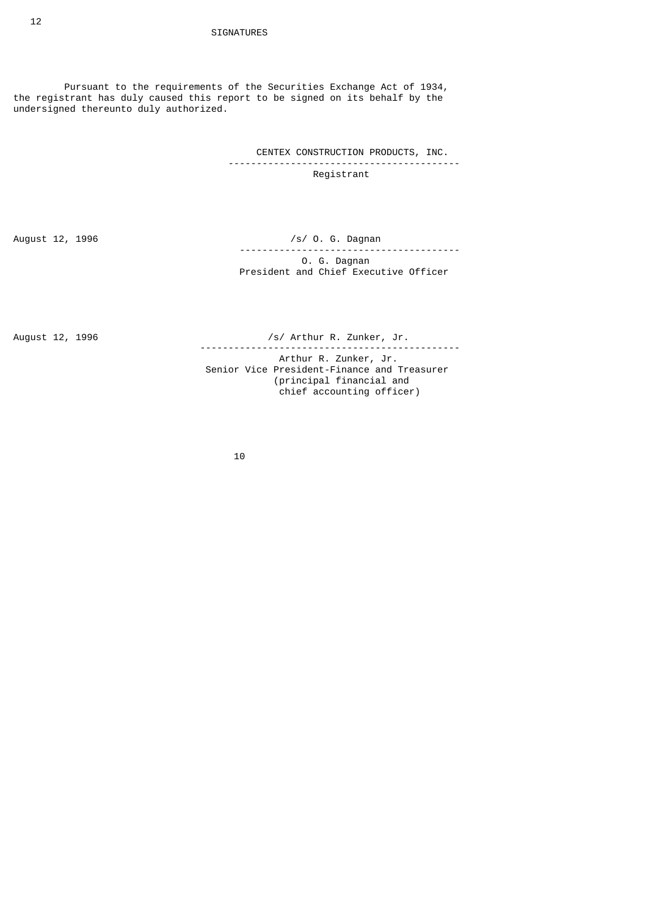## SIGNATURES

Pursuant to the requirements of the Securities Exchange Act of 1934, the registrant has duly caused this report to be signed on its behalf by the undersigned thereunto duly authorized.

CENTEX CONSTRUCTION PRODUCTS, INC.
Registrant

August 12, 1996

/s/ O. G. Dagnan
O. G. Dagnan
President and Chief Executive Officer

August 12, 1996

/s/ Arthur R. Zunker, Jr.
Arthur R. Zunker, Jr.
Senior Vice President-Finance and Treasurer
(principal financial and chief accounting officer)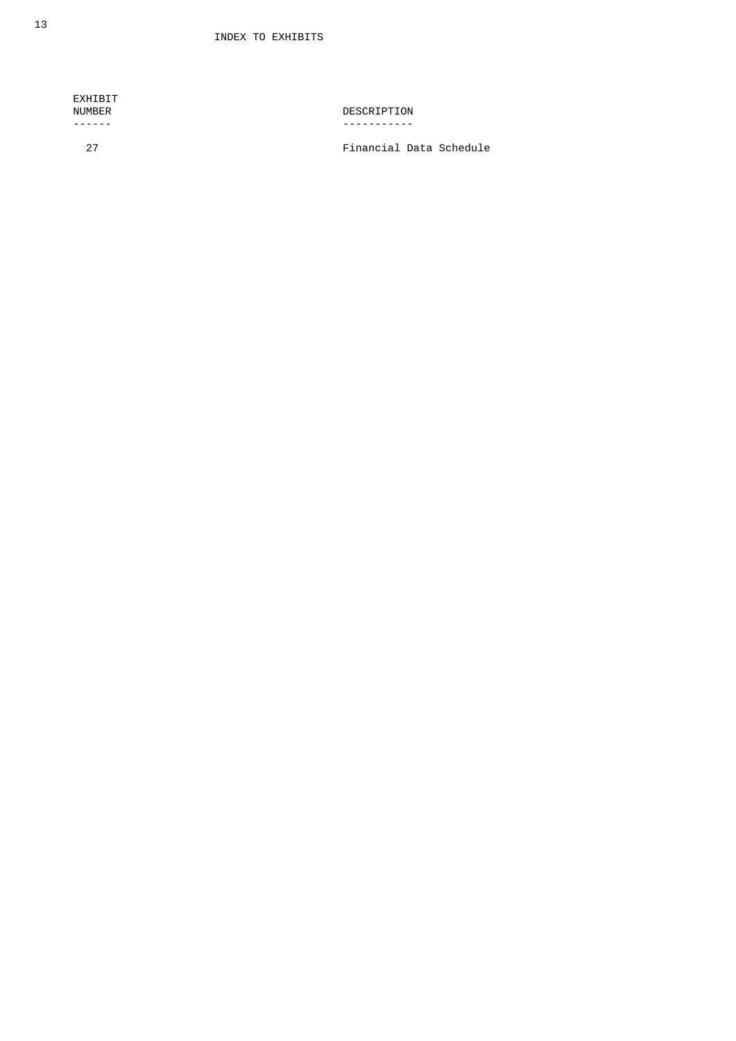# INDEX TO EXHIBITS

| EXHIBIT NUMBER | DESCRIPTION |
| --- | --- |
| 27 | Financial Data Schedule |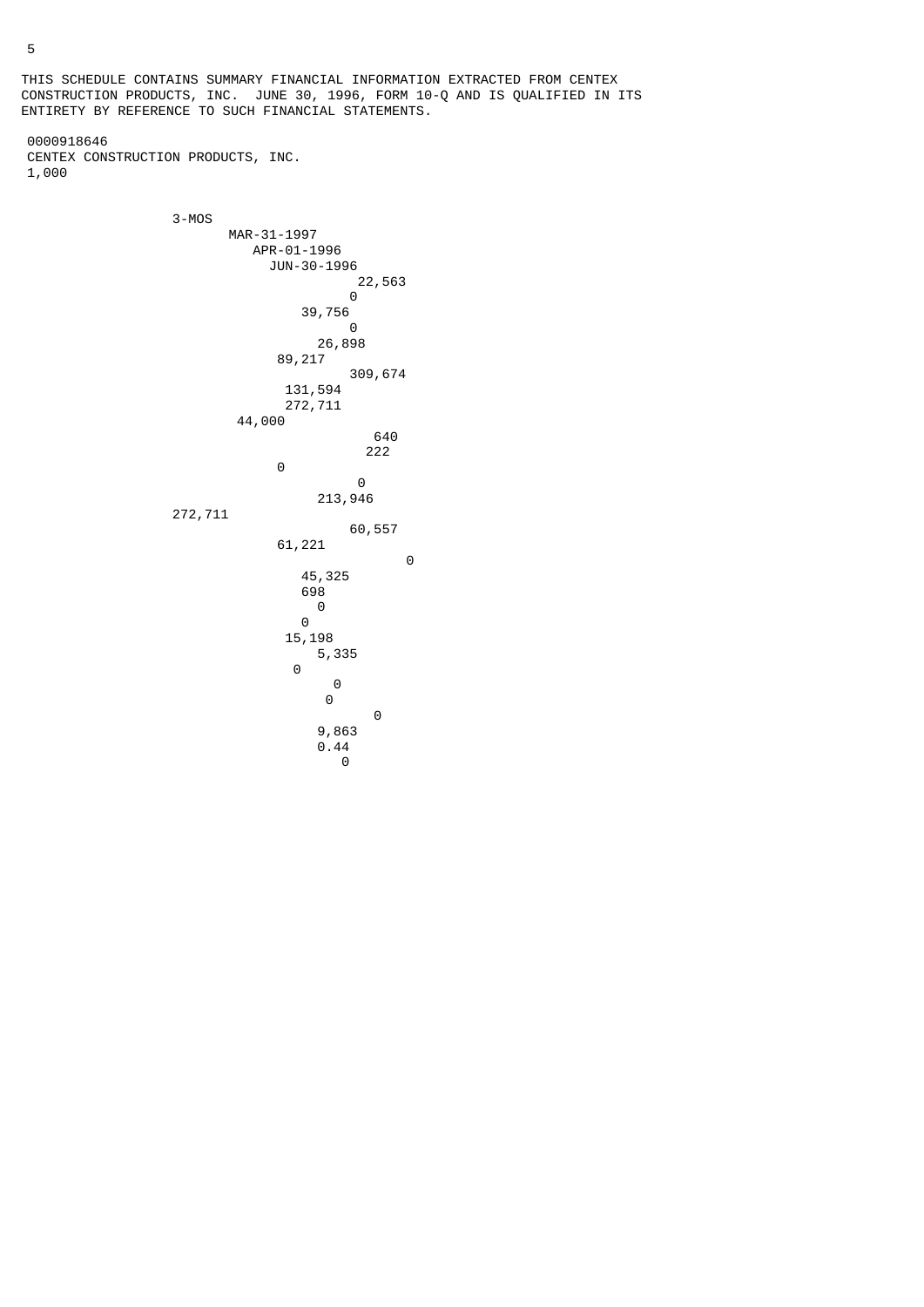5

THIS SCHEDULE CONTAINS SUMMARY FINANCIAL INFORMATION EXTRACTED FROM CENTEX CONSTRUCTION PRODUCTS, INC. JUNE 30, 1996, FORM 10-Q AND IS QUALIFIED IN ITS ENTIRETY BY REFERENCE TO SUCH FINANCIAL STATEMENTS.

0000918646
CENTEX CONSTRUCTION PRODUCTS, INC.
1,000

3-MOS
MAR-31-1997
APR-01-1996
JUN-30-1996
22,563
0
39,756
0
26,898
89,217
309,674
131,594
272,711
44,000
640
222
0
0
213,946
272,711
60,557
61,221
0
45,325
698
0
0
15,198
5,335
0
0
0
0
9,863
0.44
0